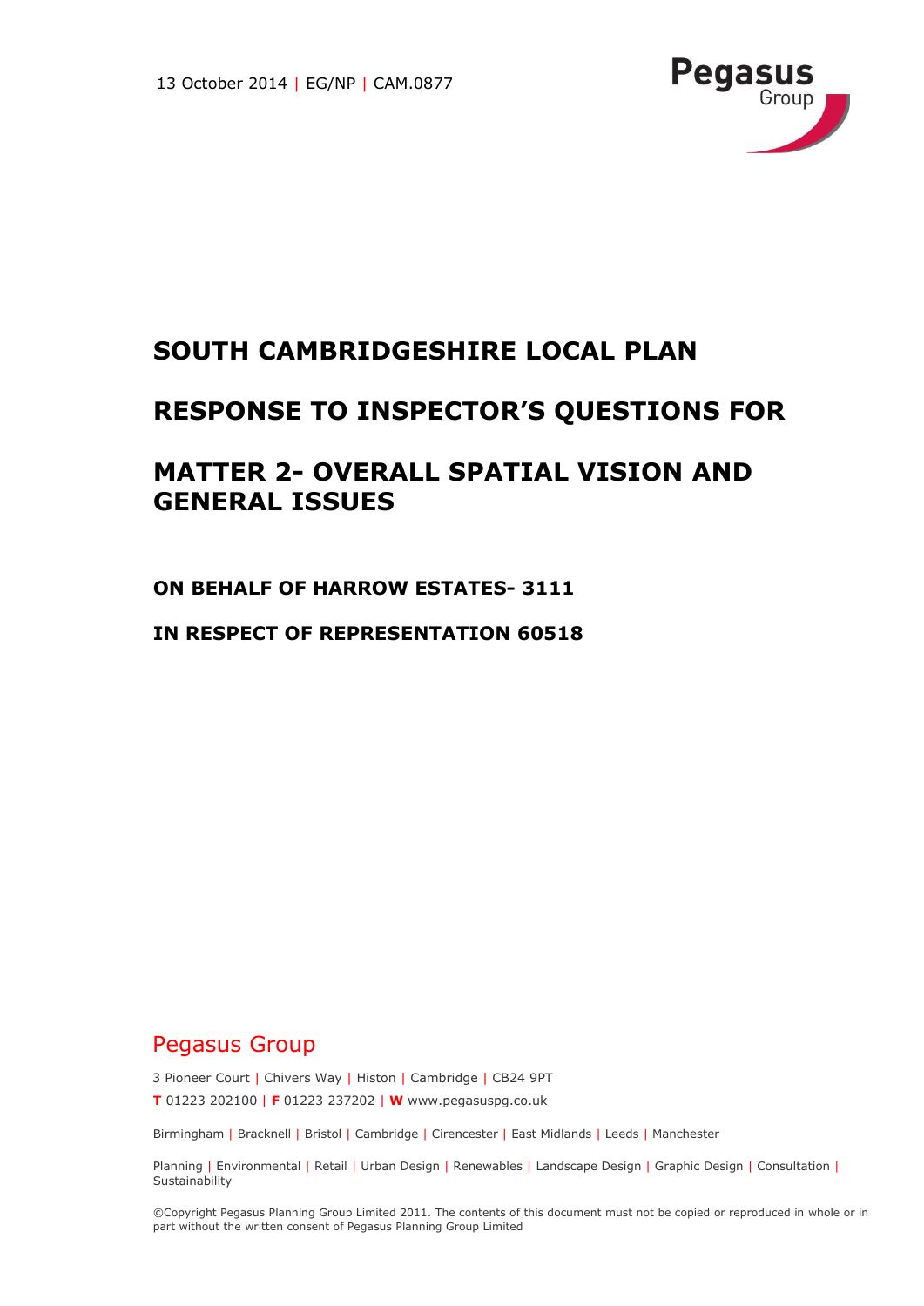13 October 2014 | EG/NP | CAM.0877

Pegasus Group

# SOUTH CAMBRIDGESHIRE LOCAL PLAN

# RESPONSE TO INSPECTOR'S QUESTIONS FOR

# MATTER 2- OVERALL SPATIAL VISION AND GENERAL ISSUES

## ON BEHALF OF HARROW ESTATES- 3111

## IN RESPECT OF REPRESENTATION 60518

Pegasus Group

3 Pioneer Court | Chivers Way | Histon | Cambridge | CB24 9PT

**T** 01223 202100 | **F** 01223 237202 | **W** www.pegasuspg.co.uk

Birmingham | Bracknell | Bristol | Cambridge | Cirencester | East Midlands | Leeds | Manchester

Planning | Environmental | Retail | Urban Design | Renewables | Landscape Design | Graphic Design | Consultation | Sustainability

©Copyright Pegasus Planning Group Limited 2011. The contents of this document must not be copied or reproduced in whole or in part without the written consent of Pegasus Planning Group Limited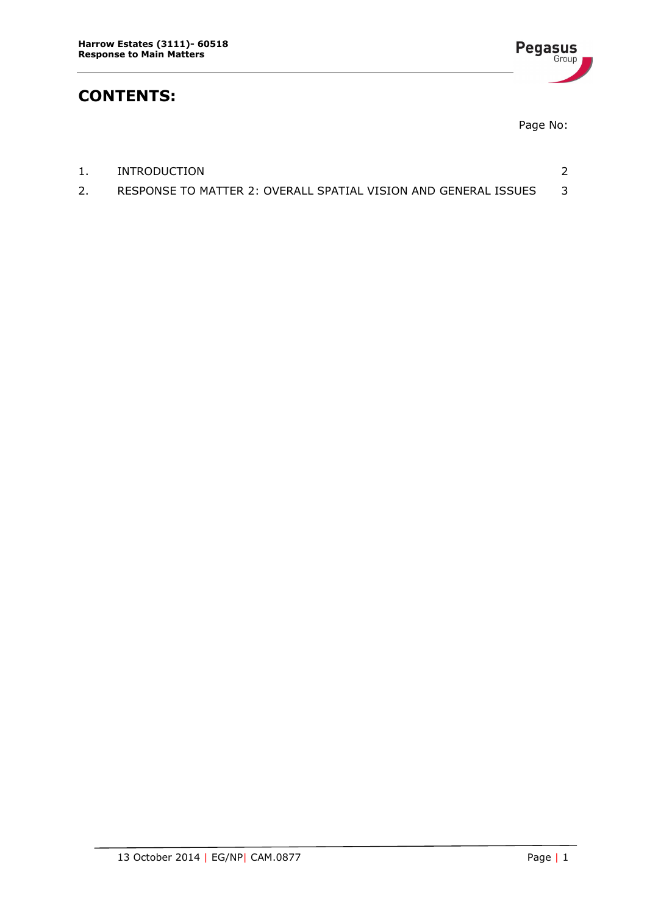# CONTENTS:

Page No:

| | | |
|---|---|---|
| 1. | INTRODUCTION | 2 |
| 2. | RESPONSE TO MATTER 2: OVERALL SPATIAL VISION AND GENERAL ISSUES | 3 |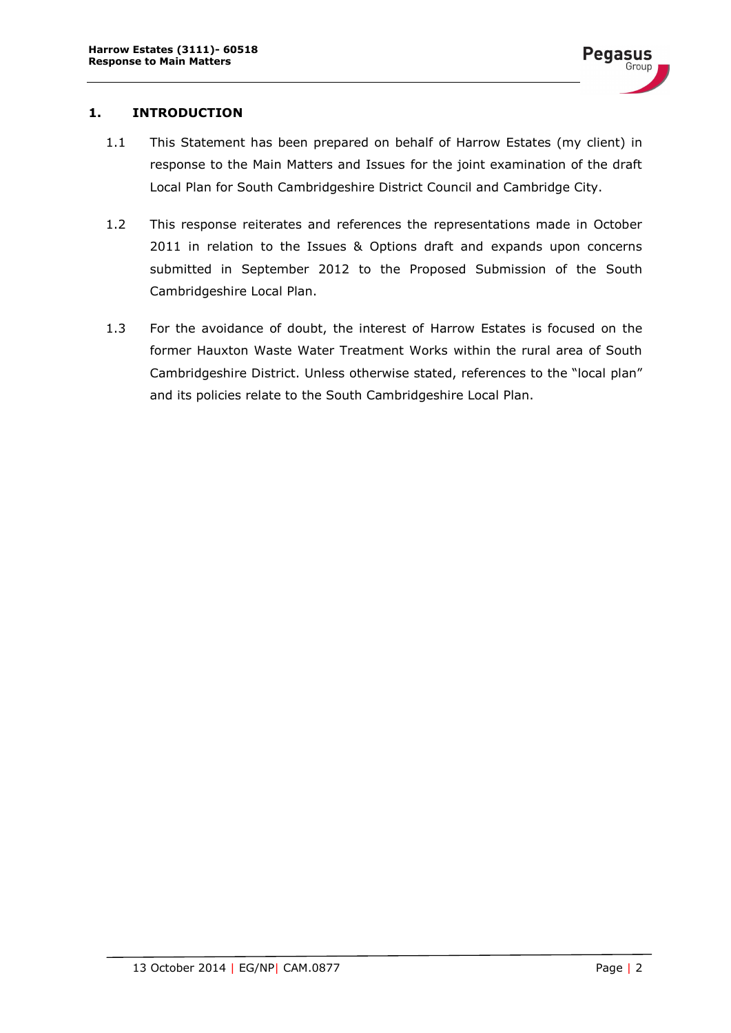## 1. INTRODUCTION

1.1 This Statement has been prepared on behalf of Harrow Estates (my client) in response to the Main Matters and Issues for the joint examination of the draft Local Plan for South Cambridgeshire District Council and Cambridge City.

1.2 This response reiterates and references the representations made in October 2011 in relation to the Issues & Options draft and expands upon concerns submitted in September 2012 to the Proposed Submission of the South Cambridgeshire Local Plan.

1.3 For the avoidance of doubt, the interest of Harrow Estates is focused on the former Hauxton Waste Water Treatment Works within the rural area of South Cambridgeshire District. Unless otherwise stated, references to the "local plan" and its policies relate to the South Cambridgeshire Local Plan.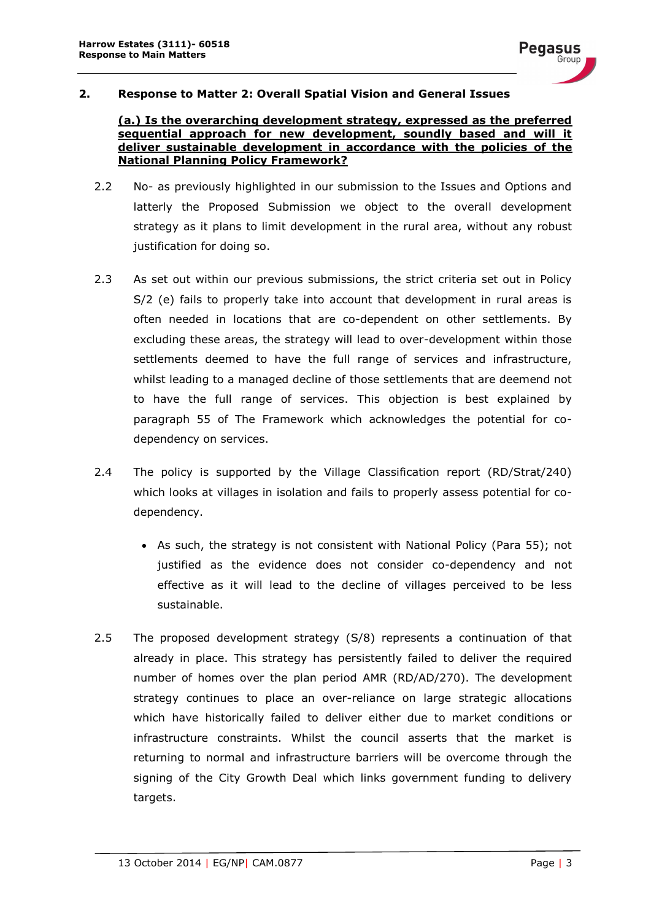## 2. Response to Matter 2: Overall Spatial Vision and General Issues

**(a.) Is the overarching development strategy, expressed as the preferred sequential approach for new development, soundly based and will it deliver sustainable development in accordance with the policies of the National Planning Policy Framework?**

2.2 No- as previously highlighted in our submission to the Issues and Options and latterly the Proposed Submission we object to the overall development strategy as it plans to limit development in the rural area, without any robust justification for doing so.

2.3 As set out within our previous submissions, the strict criteria set out in Policy S/2 (e) fails to properly take into account that development in rural areas is often needed in locations that are co-dependent on other settlements. By excluding these areas, the strategy will lead to over-development within those settlements deemed to have the full range of services and infrastructure, whilst leading to a managed decline of those settlements that are deemend not to have the full range of services. This objection is best explained by paragraph 55 of The Framework which acknowledges the potential for co-dependency on services.

2.4 The policy is supported by the Village Classification report (RD/Strat/240) which looks at villages in isolation and fails to properly assess potential for co-dependency.

- As such, the strategy is not consistent with National Policy (Para 55); not justified as the evidence does not consider co-dependency and not effective as it will lead to the decline of villages perceived to be less sustainable.

2.5 The proposed development strategy (S/8) represents a continuation of that already in place. This strategy has persistently failed to deliver the required number of homes over the plan period AMR (RD/AD/270). The development strategy continues to place an over-reliance on large strategic allocations which have historically failed to deliver either due to market conditions or infrastructure constraints. Whilst the council asserts that the market is returning to normal and infrastructure barriers will be overcome through the signing of the City Growth Deal which links government funding to delivery targets.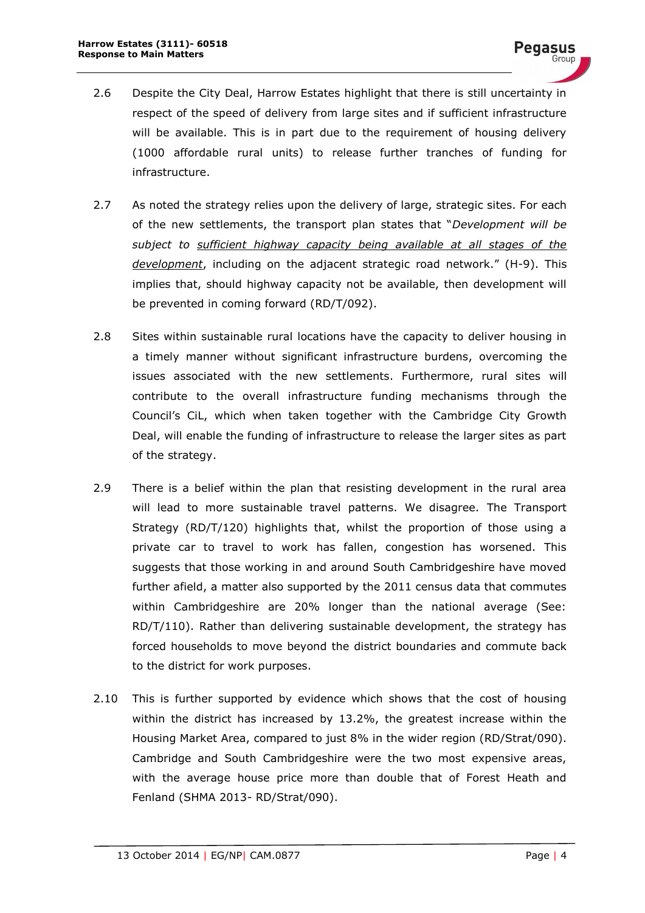2.6 Despite the City Deal, Harrow Estates highlight that there is still uncertainty in respect of the speed of delivery from large sites and if sufficient infrastructure will be available. This is in part due to the requirement of housing delivery (1000 affordable rural units) to release further tranches of funding for infrastructure.

2.7 As noted the strategy relies upon the delivery of large, strategic sites. For each of the new settlements, the transport plan states that "*Development will be subject to <u>sufficient highway capacity being available at all stages of the development</u>*, including on the adjacent strategic road network." (H-9). This implies that, should highway capacity not be available, then development will be prevented in coming forward (RD/T/092).

2.8 Sites within sustainable rural locations have the capacity to deliver housing in a timely manner without significant infrastructure burdens, overcoming the issues associated with the new settlements. Furthermore, rural sites will contribute to the overall infrastructure funding mechanisms through the Council's CiL, which when taken together with the Cambridge City Growth Deal, will enable the funding of infrastructure to release the larger sites as part of the strategy.

2.9 There is a belief within the plan that resisting development in the rural area will lead to more sustainable travel patterns. We disagree. The Transport Strategy (RD/T/120) highlights that, whilst the proportion of those using a private car to travel to work has fallen, congestion has worsened. This suggests that those working in and around South Cambridgeshire have moved further afield, a matter also supported by the 2011 census data that commutes within Cambridgeshire are 20% longer than the national average (See: RD/T/110). Rather than delivering sustainable development, the strategy has forced households to move beyond the district boundaries and commute back to the district for work purposes.

2.10 This is further supported by evidence which shows that the cost of housing within the district has increased by 13.2%, the greatest increase within the Housing Market Area, compared to just 8% in the wider region (RD/Strat/090). Cambridge and South Cambridgeshire were the two most expensive areas, with the average house price more than double that of Forest Heath and Fenland (SHMA 2013- RD/Strat/090).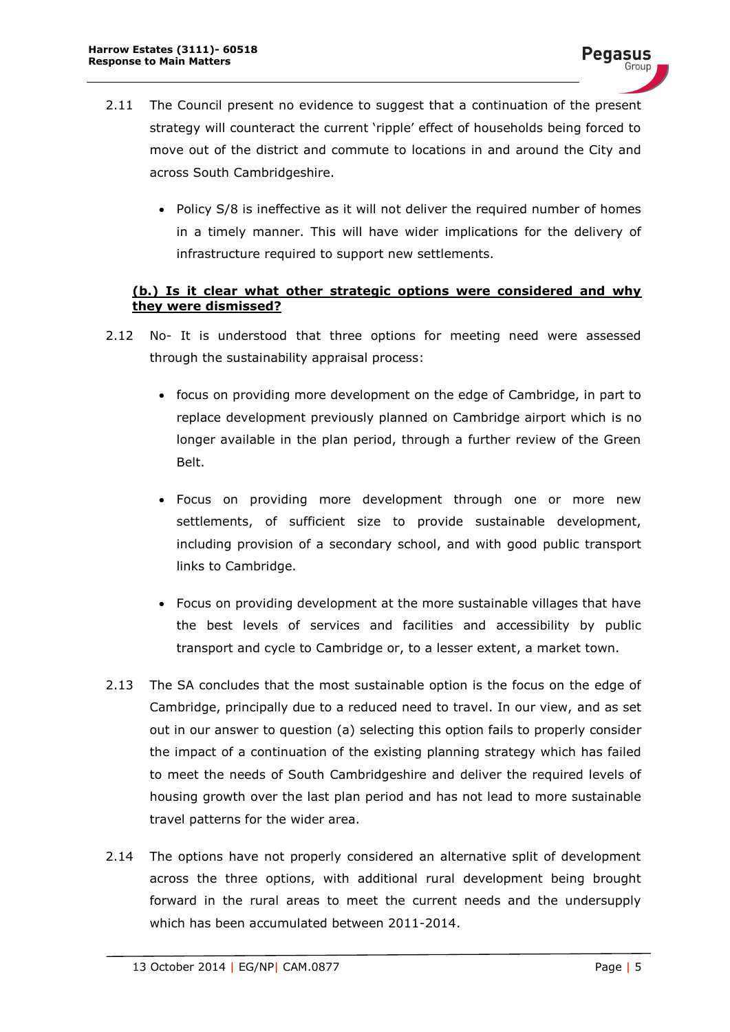2.11 The Council present no evidence to suggest that a continuation of the present strategy will counteract the current 'ripple' effect of households being forced to move out of the district and commute to locations in and around the City and across South Cambridgeshire.

- Policy S/8 is ineffective as it will not deliver the required number of homes in a timely manner. This will have wider implications for the delivery of infrastructure required to support new settlements.

**(b.) Is it clear what other strategic options were considered and why they were dismissed?**

2.12 No- It is understood that three options for meeting need were assessed through the sustainability appraisal process:

- focus on providing more development on the edge of Cambridge, in part to replace development previously planned on Cambridge airport which is no longer available in the plan period, through a further review of the Green Belt.
- Focus on providing more development through one or more new settlements, of sufficient size to provide sustainable development, including provision of a secondary school, and with good public transport links to Cambridge.
- Focus on providing development at the more sustainable villages that have the best levels of services and facilities and accessibility by public transport and cycle to Cambridge or, to a lesser extent, a market town.

2.13 The SA concludes that the most sustainable option is the focus on the edge of Cambridge, principally due to a reduced need to travel. In our view, and as set out in our answer to question (a) selecting this option fails to properly consider the impact of a continuation of the existing planning strategy which has failed to meet the needs of South Cambridgeshire and deliver the required levels of housing growth over the last plan period and has not lead to more sustainable travel patterns for the wider area.

2.14 The options have not properly considered an alternative split of development across the three options, with additional rural development being brought forward in the rural areas to meet the current needs and the undersupply which has been accumulated between 2011-2014.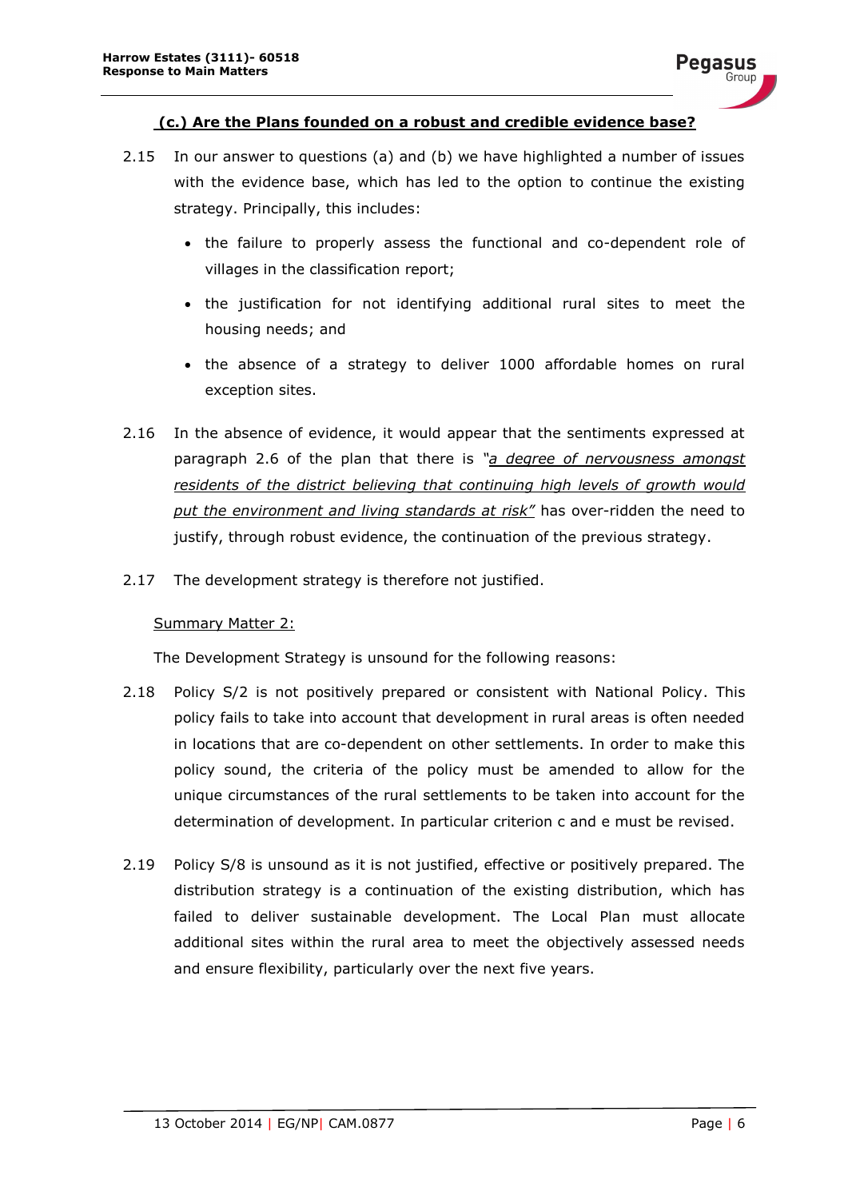**(c.) Are the Plans founded on a robust and credible evidence base?**

2.15 In our answer to questions (a) and (b) we have highlighted a number of issues with the evidence base, which has led to the option to continue the existing strategy. Principally, this includes:

- the failure to properly assess the functional and co-dependent role of villages in the classification report;
- the justification for not identifying additional rural sites to meet the housing needs; and
- the absence of a strategy to deliver 1000 affordable homes on rural exception sites.

2.16 In the absence of evidence, it would appear that the sentiments expressed at paragraph 2.6 of the plan that there is *"a degree of nervousness amongst residents of the district believing that continuing high levels of growth would put the environment and living standards at risk"* has over-ridden the need to justify, through robust evidence, the continuation of the previous strategy.

2.17 The development strategy is therefore not justified.

Summary Matter 2:

The Development Strategy is unsound for the following reasons:

2.18 Policy S/2 is not positively prepared or consistent with National Policy. This policy fails to take into account that development in rural areas is often needed in locations that are co-dependent on other settlements. In order to make this policy sound, the criteria of the policy must be amended to allow for the unique circumstances of the rural settlements to be taken into account for the determination of development. In particular criterion c and e must be revised.

2.19 Policy S/8 is unsound as it is not justified, effective or positively prepared. The distribution strategy is a continuation of the existing distribution, which has failed to deliver sustainable development. The Local Plan must allocate additional sites within the rural area to meet the objectively assessed needs and ensure flexibility, particularly over the next five years.